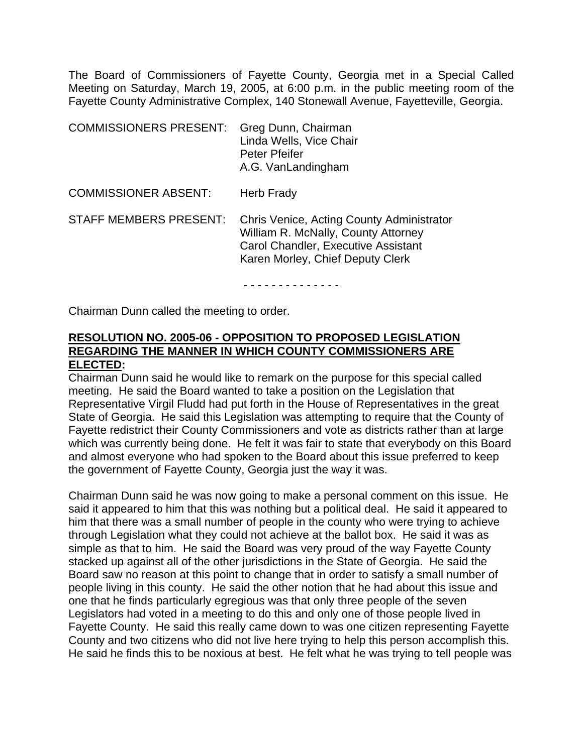The Board of Commissioners of Fayette County, Georgia met in a Special Called Meeting on Saturday, March 19, 2005, at 6:00 p.m. in the public meeting room of the Fayette County Administrative Complex, 140 Stonewall Avenue, Fayetteville, Georgia.

| | |
|---|---|
| COMMISSIONERS PRESENT: | Greg Dunn, Chairman<br>Linda Wells, Vice Chair<br>Peter Pfeifer<br>A.G. VanLandingham |
| COMMISSIONER ABSENT: | Herb Frady |
| STAFF MEMBERS PRESENT: | Chris Venice, Acting County Administrator<br>William R. McNally, County Attorney<br>Carol Chandler, Executive Assistant<br>Karen Morley, Chief Deputy Clerk |

- - - - - - - - - - - - - -

Chairman Dunn called the meeting to order.

**RESOLUTION NO. 2005-06 - OPPOSITION TO PROPOSED LEGISLATION REGARDING THE MANNER IN WHICH COUNTY COMMISSIONERS ARE ELECTED:**

Chairman Dunn said he would like to remark on the purpose for this special called meeting. He said the Board wanted to take a position on the Legislation that Representative Virgil Fludd had put forth in the House of Representatives in the great State of Georgia. He said this Legislation was attempting to require that the County of Fayette redistrict their County Commissioners and vote as districts rather than at large which was currently being done. He felt it was fair to state that everybody on this Board and almost everyone who had spoken to the Board about this issue preferred to keep the government of Fayette County, Georgia just the way it was.

Chairman Dunn said he was now going to make a personal comment on this issue. He said it appeared to him that this was nothing but a political deal. He said it appeared to him that there was a small number of people in the county who were trying to achieve through Legislation what they could not achieve at the ballot box. He said it was as simple as that to him. He said the Board was very proud of the way Fayette County stacked up against all of the other jurisdictions in the State of Georgia. He said the Board saw no reason at this point to change that in order to satisfy a small number of people living in this county. He said the other notion that he had about this issue and one that he finds particularly egregious was that only three people of the seven Legislators had voted in a meeting to do this and only one of those people lived in Fayette County. He said this really came down to was one citizen representing Fayette County and two citizens who did not live here trying to help this person accomplish this. He said he finds this to be noxious at best. He felt what he was trying to tell people was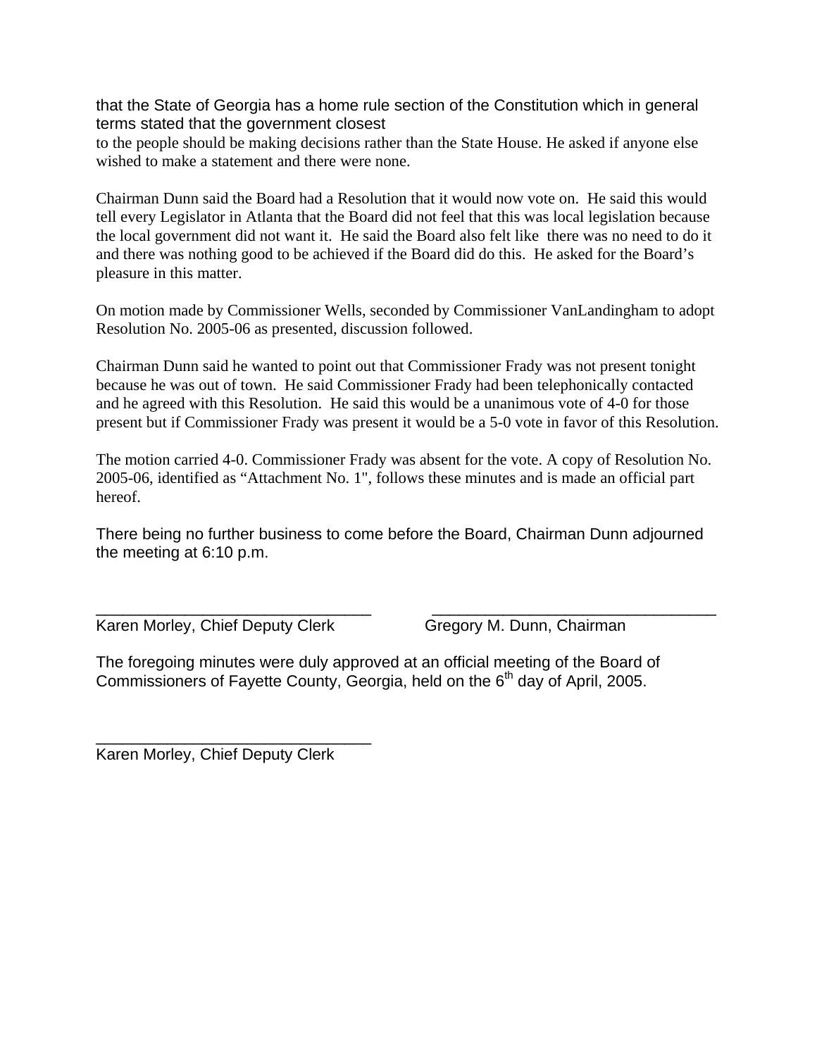that the State of Georgia has a home rule section of the Constitution which in general terms stated that the government closest to the people should be making decisions rather than the State House. He asked if anyone else wished to make a statement and there were none.

Chairman Dunn said the Board had a Resolution that it would now vote on. He said this would tell every Legislator in Atlanta that the Board did not feel that this was local legislation because the local government did not want it. He said the Board also felt like there was no need to do it and there was nothing good to be achieved if the Board did do this. He asked for the Board's pleasure in this matter.

On motion made by Commissioner Wells, seconded by Commissioner VanLandingham to adopt Resolution No. 2005-06 as presented, discussion followed.

Chairman Dunn said he wanted to point out that Commissioner Frady was not present tonight because he was out of town. He said Commissioner Frady had been telephonically contacted and he agreed with this Resolution. He said this would be a unanimous vote of 4-0 for those present but if Commissioner Frady was present it would be a 5-0 vote in favor of this Resolution.

The motion carried 4-0. Commissioner Frady was absent for the vote. A copy of Resolution No. 2005-06, identified as "Attachment No. 1", follows these minutes and is made an official part hereof.

There being no further business to come before the Board, Chairman Dunn adjourned the meeting at 6:10 p.m.

\_\_\_\_\_\_\_\_\_\_\_\_\_\_\_\_\_\_\_\_\_\_\_\_\_\_\_\_\_\_\_\_
Karen Morley, Chief Deputy Clerk

\_\_\_\_\_\_\_\_\_\_\_\_\_\_\_\_\_\_\_\_\_\_\_\_\_\_\_\_\_\_\_\_
Gregory M. Dunn, Chairman

The foregoing minutes were duly approved at an official meeting of the Board of Commissioners of Fayette County, Georgia, held on the 6th day of April, 2005.

\_\_\_\_\_\_\_\_\_\_\_\_\_\_\_\_\_\_\_\_\_\_\_\_\_\_\_\_\_\_\_\_
Karen Morley, Chief Deputy Clerk